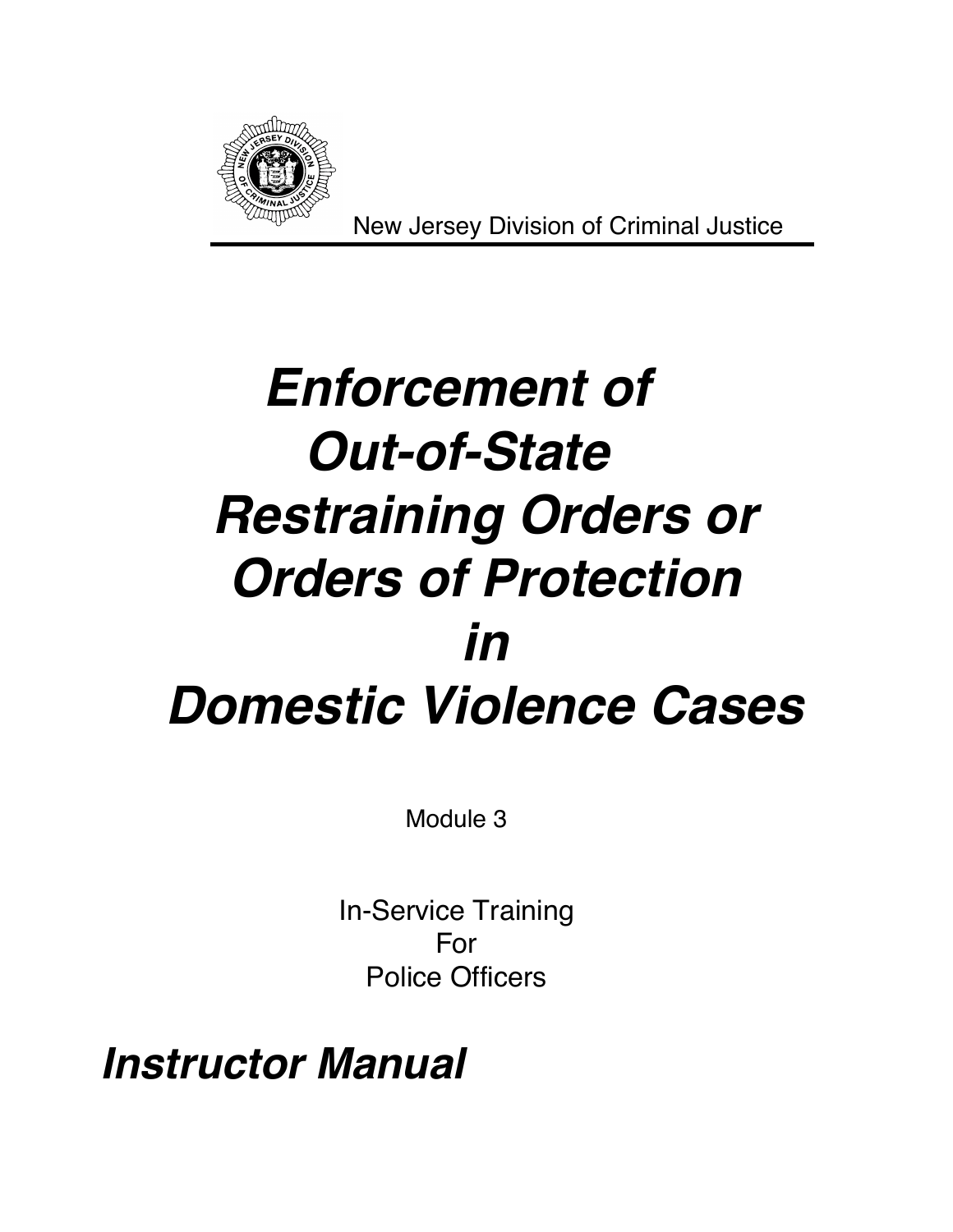New Jersey Division of Criminal Justice

# *Enforcement of Out-of-State Restraining Orders or Orders of Protection in Domestic Violence Cases*

Module 3

In-Service Training
For
Police Officers

## *Instructor Manual*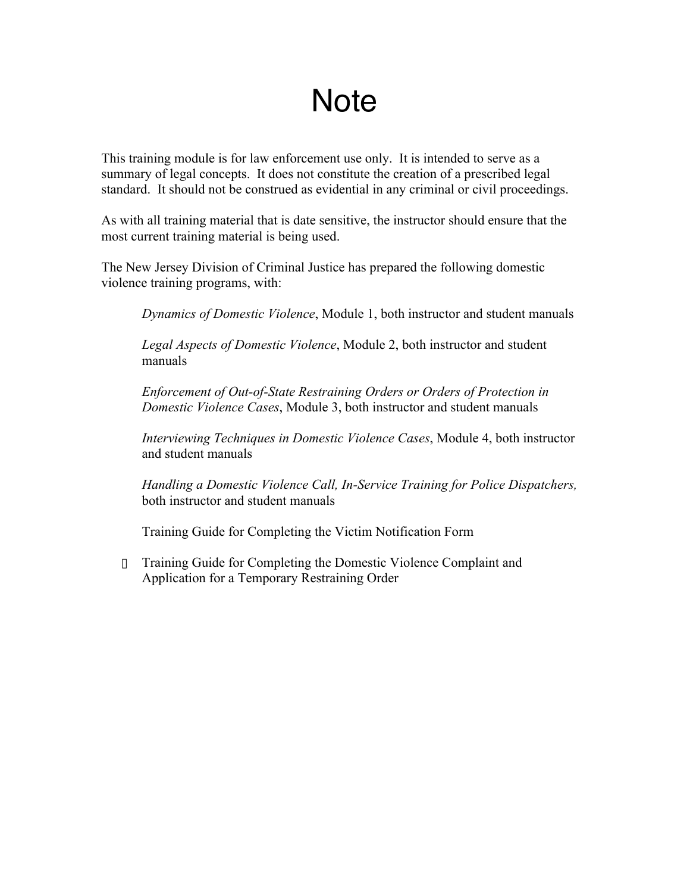# Note

This training module is for law enforcement use only. It is intended to serve as a summary of legal concepts. It does not constitute the creation of a prescribed legal standard. It should not be construed as evidential in any criminal or civil proceedings.

As with all training material that is date sensitive, the instructor should ensure that the most current training material is being used.

The New Jersey Division of Criminal Justice has prepared the following domestic violence training programs, with:

- *Dynamics of Domestic Violence*, Module 1, both instructor and student manuals
- *Legal Aspects of Domestic Violence*, Module 2, both instructor and student manuals
- *Enforcement of Out-of-State Restraining Orders or Orders of Protection in Domestic Violence Cases*, Module 3, both instructor and student manuals
- *Interviewing Techniques in Domestic Violence Cases*, Module 4, both instructor and student manuals
- *Handling a Domestic Violence Call, In-Service Training for Police Dispatchers,* both instructor and student manuals
- Training Guide for Completing the Victim Notification Form
- Training Guide for Completing the Domestic Violence Complaint and Application for a Temporary Restraining Order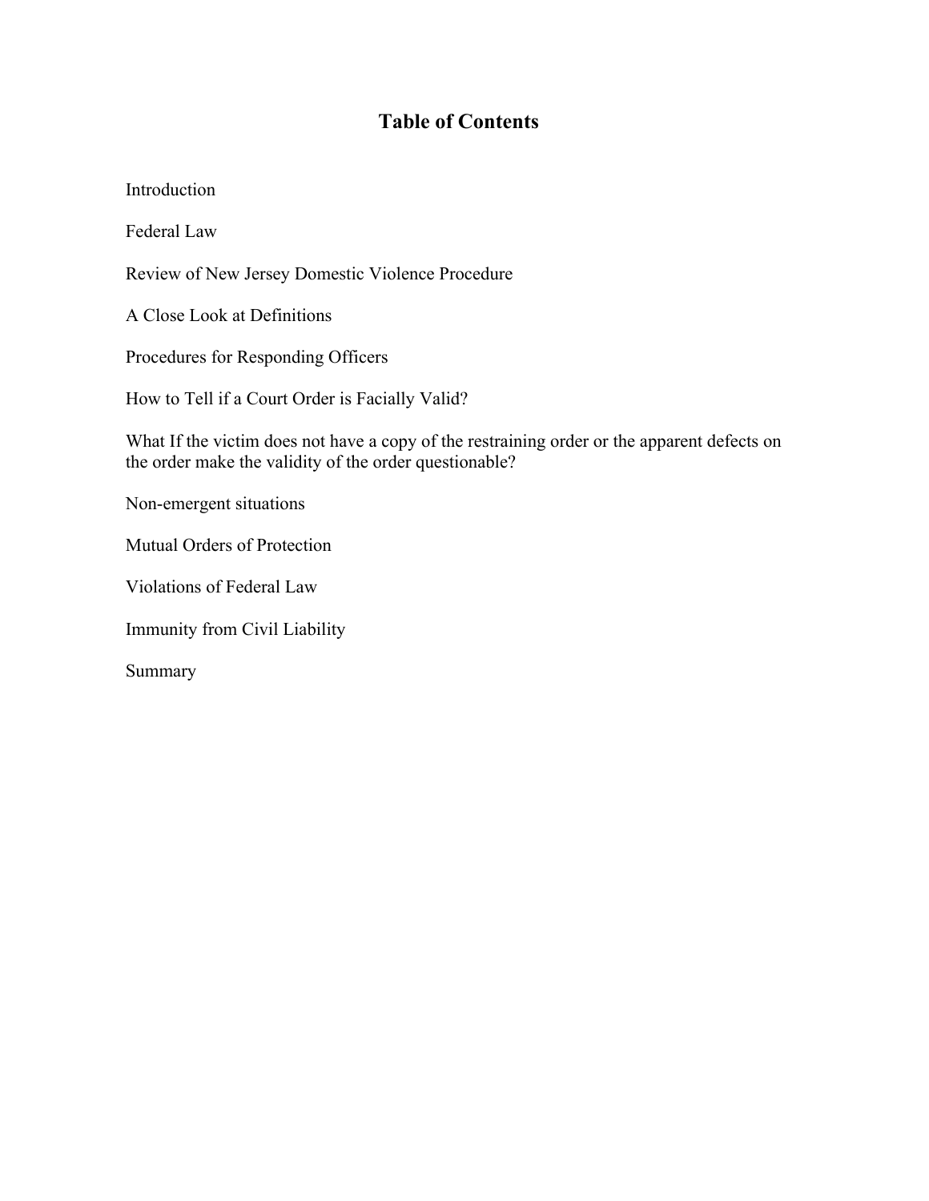# Table of Contents

Introduction

Federal Law

Review of New Jersey Domestic Violence Procedure

A Close Look at Definitions

Procedures for Responding Officers

How to Tell if a Court Order is Facially Valid?

What If the victim does not have a copy of the restraining order or the apparent defects on the order make the validity of the order questionable?

Non-emergent situations

Mutual Orders of Protection

Violations of Federal Law

Immunity from Civil Liability

Summary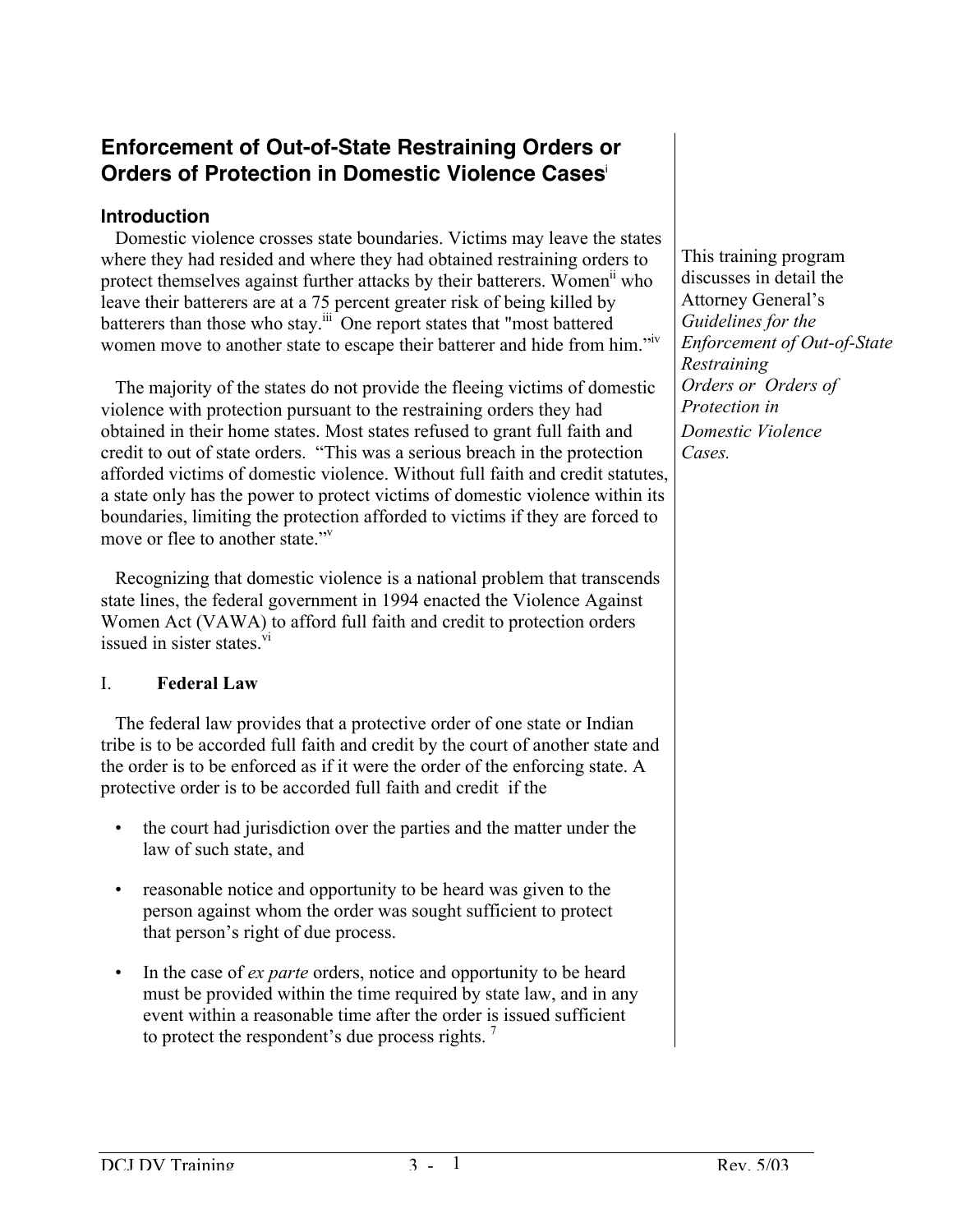# Enforcement of Out-of-State Restraining Orders or Orders of Protection in Domestic Violence Cases[i]

## Introduction

Domestic violence crosses state boundaries. Victims may leave the states where they had resided and where they had obtained restraining orders to protect themselves against further attacks by their batterers. Women[ii] who leave their batterers are at a 75 percent greater risk of being killed by batterers than those who stay.[iii] One report states that "most battered women move to another state to escape their batterer and hide from him."[iv]

*This training program discusses in detail the Attorney General's Guidelines for the Enforcement of Out-of-State Restraining Orders or Orders of Protection in Domestic Violence Cases.*

The majority of the states do not provide the fleeing victims of domestic violence with protection pursuant to the restraining orders they had obtained in their home states. Most states refused to grant full faith and credit to out of state orders. "This was a serious breach in the protection afforded victims of domestic violence. Without full faith and credit statutes, a state only has the power to protect victims of domestic violence within its boundaries, limiting the protection afforded to victims if they are forced to move or flee to another state."[v]

Recognizing that domestic violence is a national problem that transcends state lines, the federal government in 1994 enacted the Violence Against Women Act (VAWA) to afford full faith and credit to protection orders issued in sister states.[vi]

## I. Federal Law

The federal law provides that a protective order of one state or Indian tribe is to be accorded full faith and credit by the court of another state and the order is to be enforced as if it were the order of the enforcing state. A protective order is to be accorded full faith and credit if the

- the court had jurisdiction over the parties and the matter under the law of such state, and
- reasonable notice and opportunity to be heard was given to the person against whom the order was sought sufficient to protect that person's right of due process.
- In the case of *ex parte* orders, notice and opportunity to be heard must be provided within the time required by state law, and in any event within a reasonable time after the order is issued sufficient to protect the respondent's due process rights. [7]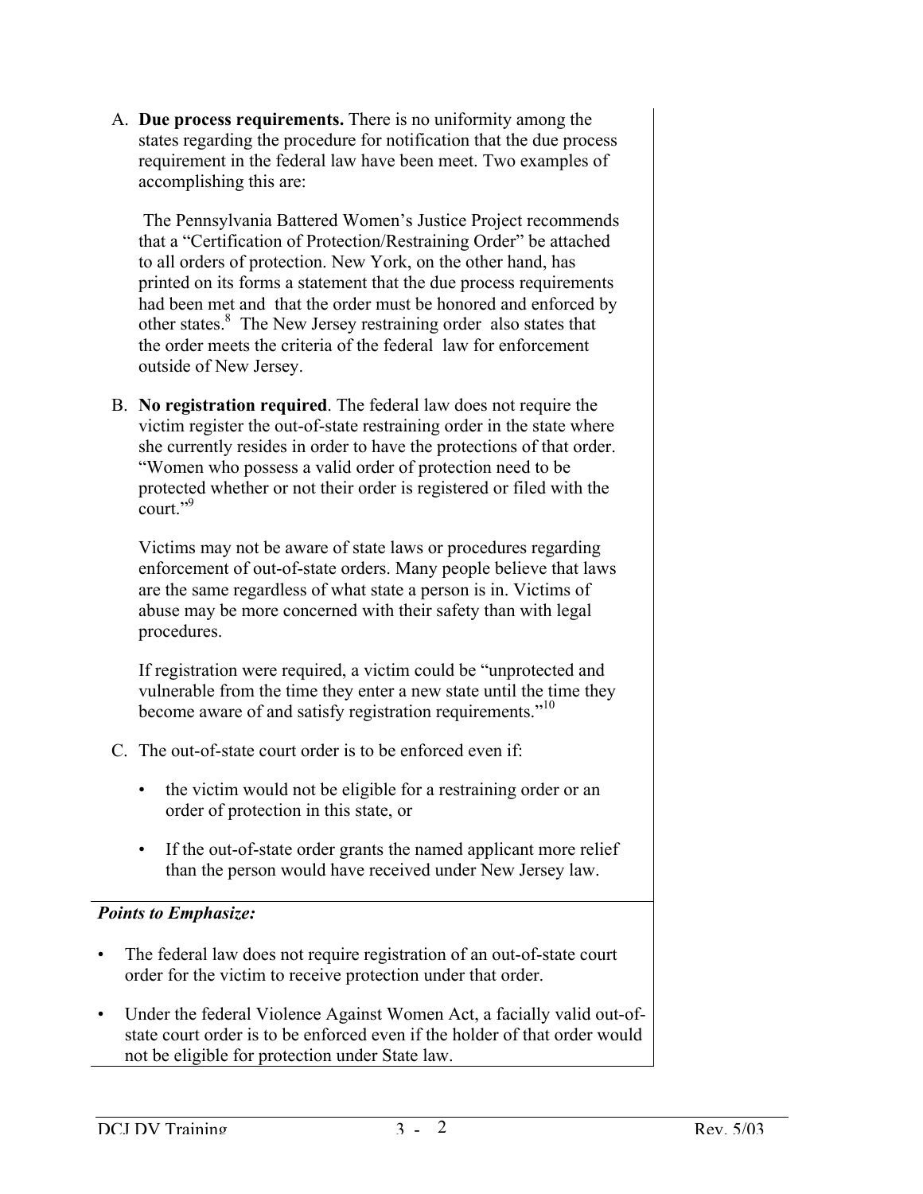A. **Due process requirements.** There is no uniformity among the states regarding the procedure for notification that the due process requirement in the federal law have been meet. Two examples of accomplishing this are:

 The Pennsylvania Battered Women's Justice Project recommends that a "Certification of Protection/Restraining Order" be attached to all orders of protection. New York, on the other hand, has printed on its forms a statement that the due process requirements had been met and that the order must be honored and enforced by other states.[8] The New Jersey restraining order also states that the order meets the criteria of the federal law for enforcement outside of New Jersey.

B. **No registration required**. The federal law does not require the victim register the out-of-state restraining order in the state where she currently resides in order to have the protections of that order. "Women who possess a valid order of protection need to be protected whether or not their order is registered or filed with the court."[9]

 Victims may not be aware of state laws or procedures regarding enforcement of out-of-state orders. Many people believe that laws are the same regardless of what state a person is in. Victims of abuse may be more concerned with their safety than with legal procedures.

 If registration were required, a victim could be "unprotected and vulnerable from the time they enter a new state until the time they become aware of and satisfy registration requirements."[10]

C. The out-of-state court order is to be enforced even if:

 - the victim would not be eligible for a restraining order or an order of protection in this state, or
 - If the out-of-state order grants the named applicant more relief than the person would have received under New Jersey law.

***Points to Emphasize:***

- The federal law does not require registration of an out-of-state court order for the victim to receive protection under that order.
- Under the federal Violence Against Women Act, a facially valid out-of-state court order is to be enforced even if the holder of that order would not be eligible for protection under State law.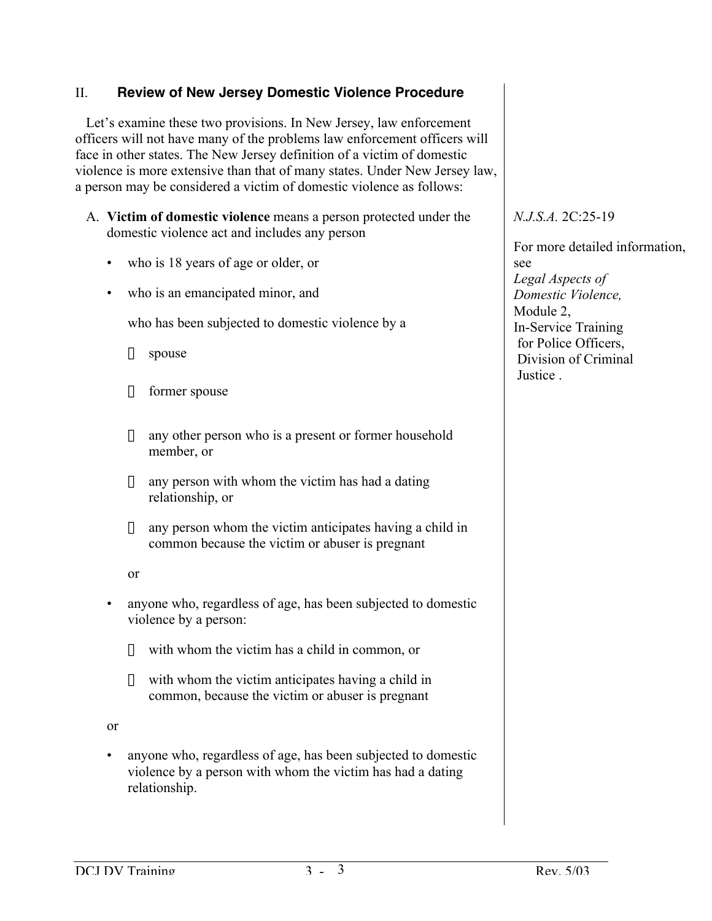## II. Review of New Jersey Domestic Violence Procedure

Let's examine these two provisions. In New Jersey, law enforcement officers will not have many of the problems law enforcement officers will face in other states. The New Jersey definition of a victim of domestic violence is more extensive than that of many states. Under New Jersey law, a person may be considered a victim of domestic violence as follows:

*N.J.S.A.* 2C:25-19

For more detailed information, see *Legal Aspects of Domestic Violence,* Module 2, In-Service Training for Police Officers, Division of Criminal Justice .

A. **Victim of domestic violence** means a person protected under the domestic violence act and includes any person

- who is 18 years of age or older, or
- who is an emancipated minor, and

  who has been subjected to domestic violence by a

  - spouse
  - former spouse
  - any other person who is a present or former household member, or
  - any person with whom the victim has had a dating relationship, or
  - any person whom the victim anticipates having a child in common because the victim or abuser is pregnant

  or

- anyone who, regardless of age, has been subjected to domestic violence by a person:

  - with whom the victim has a child in common, or
  - with whom the victim anticipates having a child in common, because the victim or abuser is pregnant

or

- anyone who, regardless of age, has been subjected to domestic violence by a person with whom the victim has had a dating relationship.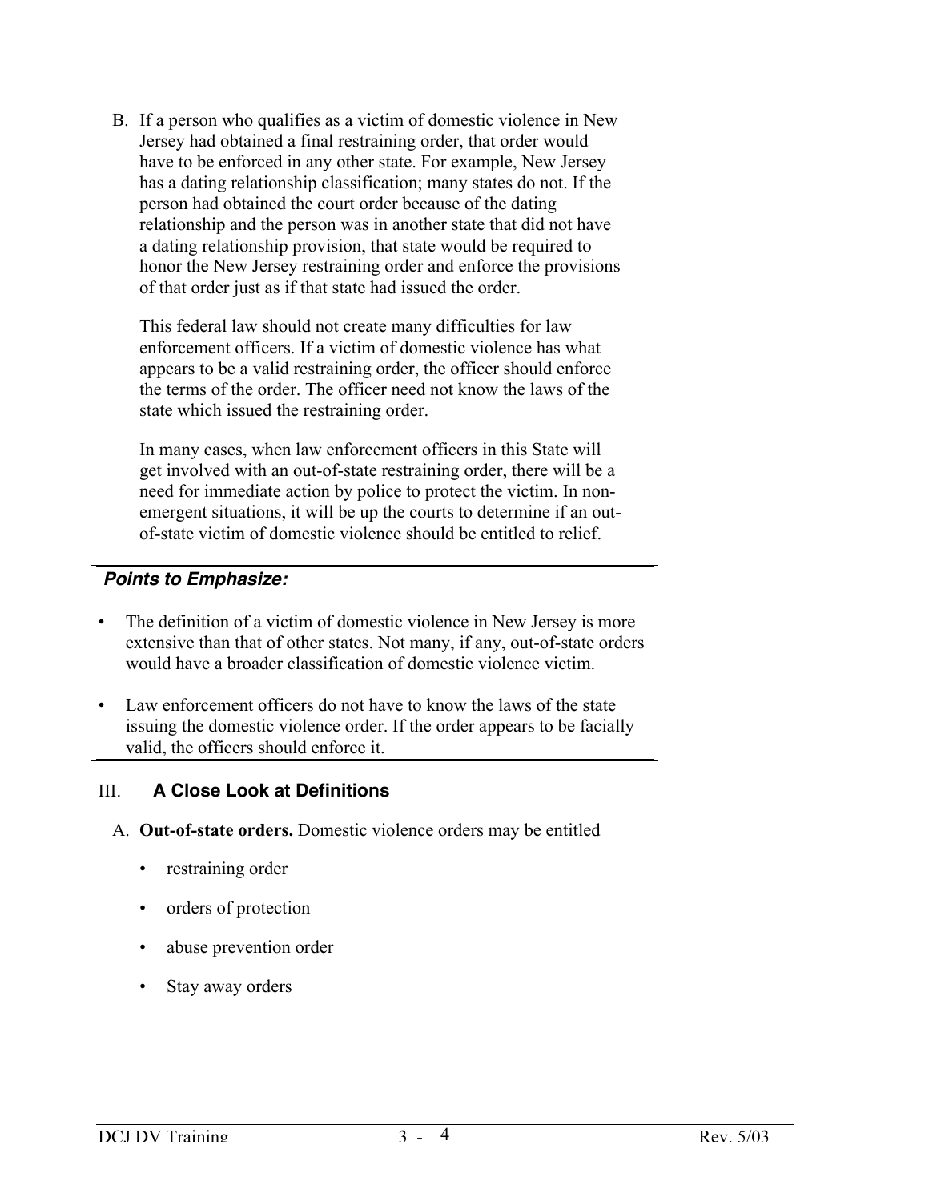B. If a person who qualifies as a victim of domestic violence in New Jersey had obtained a final restraining order, that order would have to be enforced in any other state. For example, New Jersey has a dating relationship classification; many states do not. If the person had obtained the court order because of the dating relationship and the person was in another state that did not have a dating relationship provision, that state would be required to honor the New Jersey restraining order and enforce the provisions of that order just as if that state had issued the order.

   This federal law should not create many difficulties for law enforcement officers. If a victim of domestic violence has what appears to be a valid restraining order, the officer should enforce the terms of the order. The officer need not know the laws of the state which issued the restraining order.

   In many cases, when law enforcement officers in this State will get involved with an out-of-state restraining order, there will be a need for immediate action by police to protect the victim. In non-emergent situations, it will be up the courts to determine if an out-of-state victim of domestic violence should be entitled to relief.

***Points to Emphasize:***

- The definition of a victim of domestic violence in New Jersey is more extensive than that of other states. Not many, if any, out-of-state orders would have a broader classification of domestic violence victim.
- Law enforcement officers do not have to know the laws of the state issuing the domestic violence order. If the order appears to be facially valid, the officers should enforce it.

## III. A Close Look at Definitions

A. **Out-of-state orders.** Domestic violence orders may be entitled

   - restraining order
   - orders of protection
   - abuse prevention order
   - Stay away orders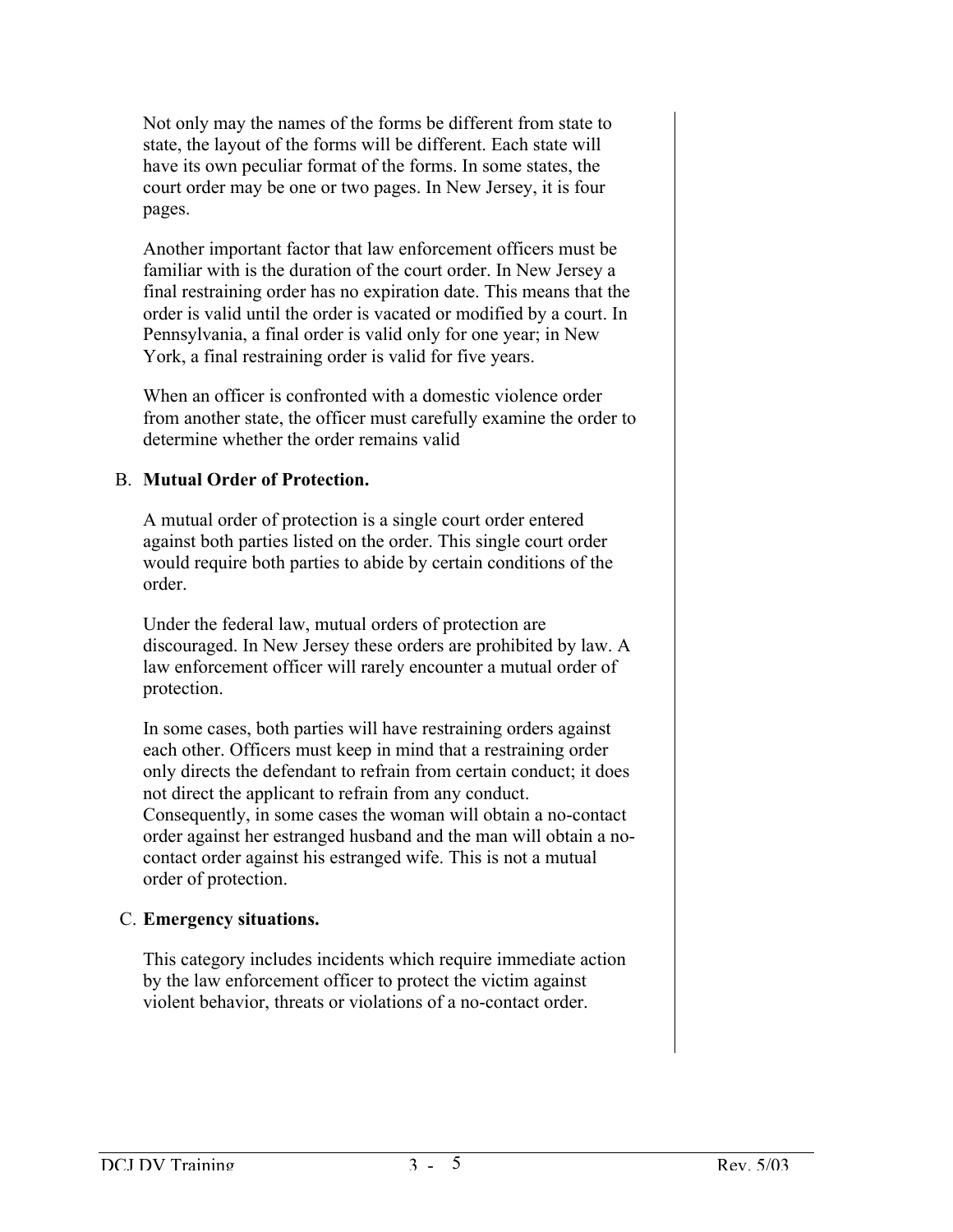Not only may the names of the forms be different from state to state, the layout of the forms will be different. Each state will have its own peculiar format of the forms. In some states, the court order may be one or two pages. In New Jersey, it is four pages.

Another important factor that law enforcement officers must be familiar with is the duration of the court order. In New Jersey a final restraining order has no expiration date. This means that the order is valid until the order is vacated or modified by a court. In Pennsylvania, a final order is valid only for one year; in New York, a final restraining order is valid for five years.

When an officer is confronted with a domestic violence order from another state, the officer must carefully examine the order to determine whether the order remains valid

B. **Mutual Order of Protection.**

A mutual order of protection is a single court order entered against both parties listed on the order. This single court order would require both parties to abide by certain conditions of the order.

Under the federal law, mutual orders of protection are discouraged. In New Jersey these orders are prohibited by law. A law enforcement officer will rarely encounter a mutual order of protection.

In some cases, both parties will have restraining orders against each other. Officers must keep in mind that a restraining order only directs the defendant to refrain from certain conduct; it does not direct the applicant to refrain from any conduct. Consequently, in some cases the woman will obtain a no-contact order against her estranged husband and the man will obtain a no-contact order against his estranged wife. This is not a mutual order of protection.

C. **Emergency situations.**

This category includes incidents which require immediate action by the law enforcement officer to protect the victim against violent behavior, threats or violations of a no-contact order.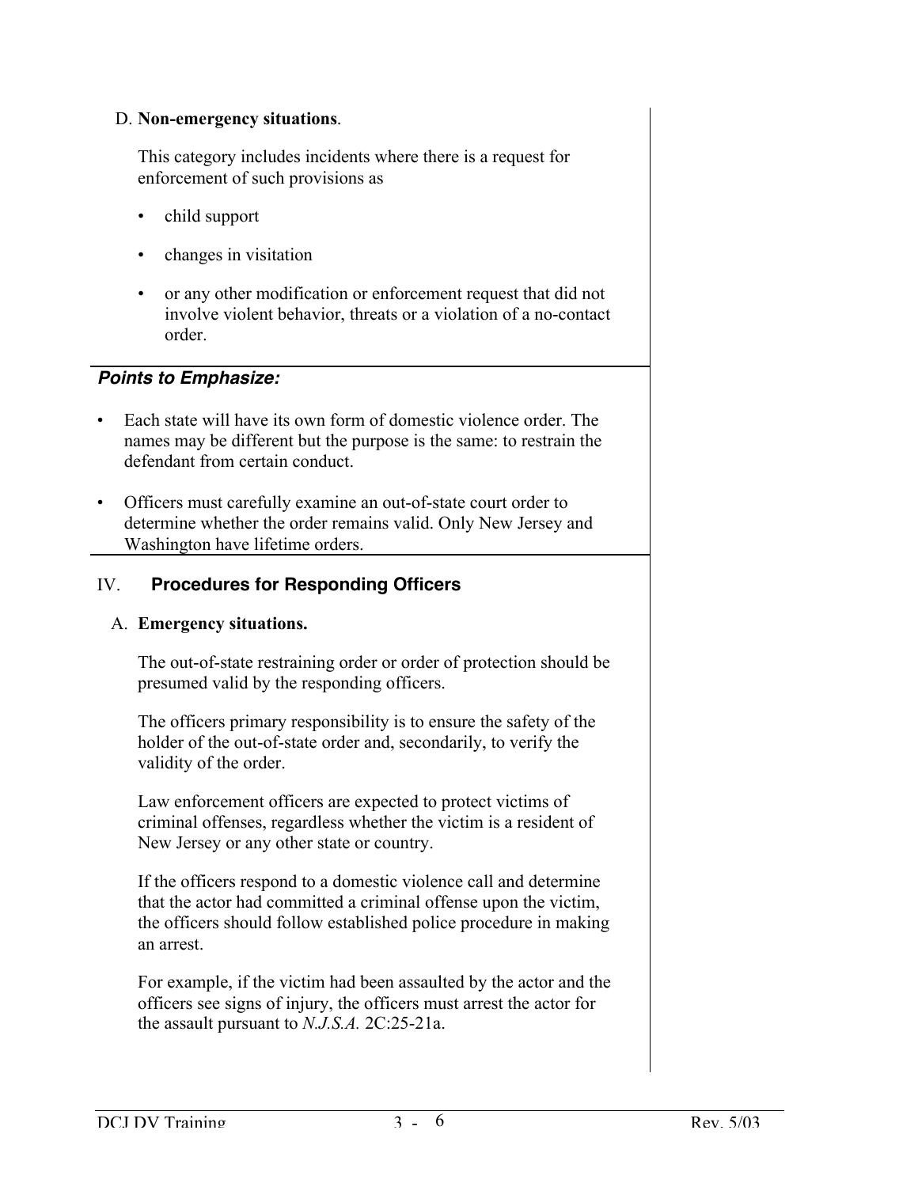D. **Non-emergency situations**.

This category includes incidents where there is a request for enforcement of such provisions as

- child support
- changes in visitation
- or any other modification or enforcement request that did not involve violent behavior, threats or a violation of a no-contact order.

***Points to Emphasize:***

- Each state will have its own form of domestic violence order. The names may be different but the purpose is the same: to restrain the defendant from certain conduct.
- Officers must carefully examine an out-of-state court order to determine whether the order remains valid. Only New Jersey and Washington have lifetime orders.

## IV. Procedures for Responding Officers

A. **Emergency situations.**

The out-of-state restraining order or order of protection should be presumed valid by the responding officers.

The officers primary responsibility is to ensure the safety of the holder of the out-of-state order and, secondarily, to verify the validity of the order.

Law enforcement officers are expected to protect victims of criminal offenses, regardless whether the victim is a resident of New Jersey or any other state or country.

If the officers respond to a domestic violence call and determine that the actor had committed a criminal offense upon the victim, the officers should follow established police procedure in making an arrest.

For example, if the victim had been assaulted by the actor and the officers see signs of injury, the officers must arrest the actor for the assault pursuant to *N.J.S.A.* 2C:25-21a.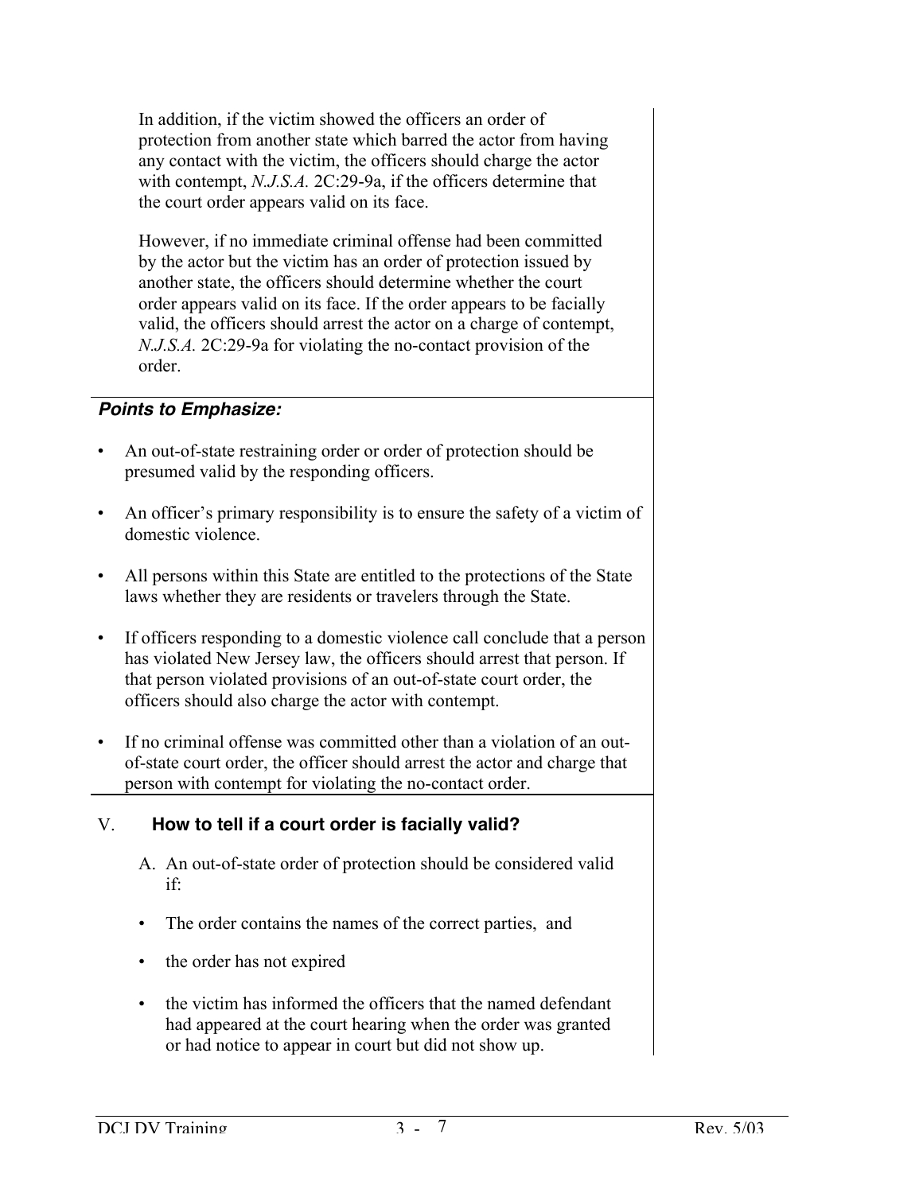In addition, if the victim showed the officers an order of protection from another state which barred the actor from having any contact with the victim, the officers should charge the actor with contempt, *N.J.S.A.* 2C:29-9a, if the officers determine that the court order appears valid on its face.

However, if no immediate criminal offense had been committed by the actor but the victim has an order of protection issued by another state, the officers should determine whether the court order appears valid on its face. If the order appears to be facially valid, the officers should arrest the actor on a charge of contempt, *N.J.S.A.* 2C:29-9a for violating the no-contact provision of the order.

***Points to Emphasize:***

- An out-of-state restraining order or order of protection should be presumed valid by the responding officers.
- An officer's primary responsibility is to ensure the safety of a victim of domestic violence.
- All persons within this State are entitled to the protections of the State laws whether they are residents or travelers through the State.
- If officers responding to a domestic violence call conclude that a person has violated New Jersey law, the officers should arrest that person. If that person violated provisions of an out-of-state court order, the officers should also charge the actor with contempt.
- If no criminal offense was committed other than a violation of an out-of-state court order, the officer should arrest the actor and charge that person with contempt for violating the no-contact order.

## V. **How to tell if a court order is facially valid?**

A. An out-of-state order of protection should be considered valid if:

- The order contains the names of the correct parties, and
- the order has not expired
- the victim has informed the officers that the named defendant had appeared at the court hearing when the order was granted or had notice to appear in court but did not show up.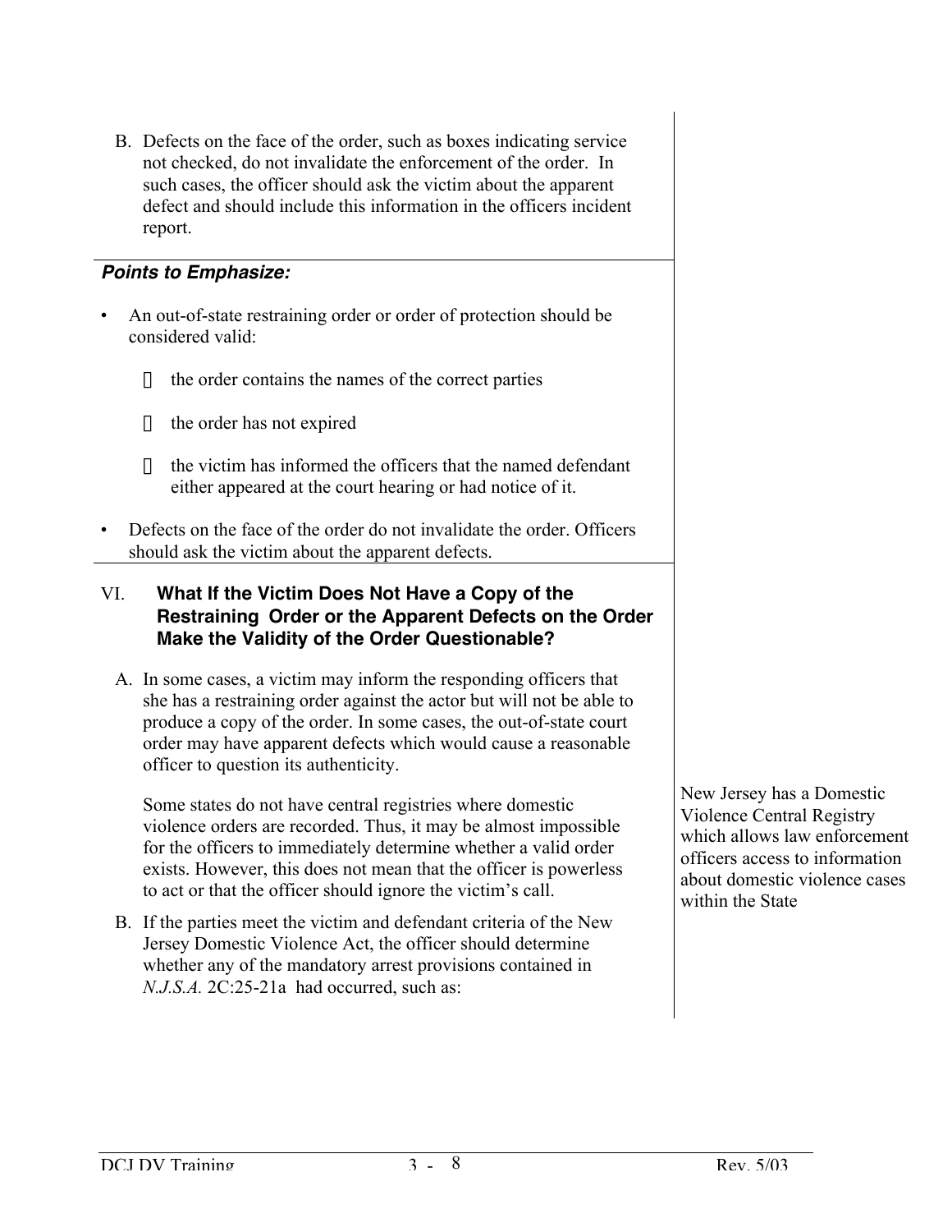B. Defects on the face of the order, such as boxes indicating service not checked, do not invalidate the enforcement of the order. In such cases, the officer should ask the victim about the apparent defect and should include this information in the officers incident report.

***Points to Emphasize:***

- An out-of-state restraining order or order of protection should be considered valid:
  - the order contains the names of the correct parties
  - the order has not expired
  - the victim has informed the officers that the named defendant either appeared at the court hearing or had notice of it.
- Defects on the face of the order do not invalidate the order. Officers should ask the victim about the apparent defects.

## VI. What If the Victim Does Not Have a Copy of the Restraining Order or the Apparent Defects on the Order Make the Validity of the Order Questionable?

A. In some cases, a victim may inform the responding officers that she has a restraining order against the actor but will not be able to produce a copy of the order. In some cases, the out-of-state court order may have apparent defects which would cause a reasonable officer to question its authenticity.

Some states do not have central registries where domestic violence orders are recorded. Thus, it may be almost impossible for the officers to immediately determine whether a valid order exists. However, this does not mean that the officer is powerless to act or that the officer should ignore the victim's call.

New Jersey has a Domestic Violence Central Registry which allows law enforcement officers access to information about domestic violence cases within the State

B. If the parties meet the victim and defendant criteria of the New Jersey Domestic Violence Act, the officer should determine whether any of the mandatory arrest provisions contained in *N.J.S.A.* 2C:25-21a had occurred, such as: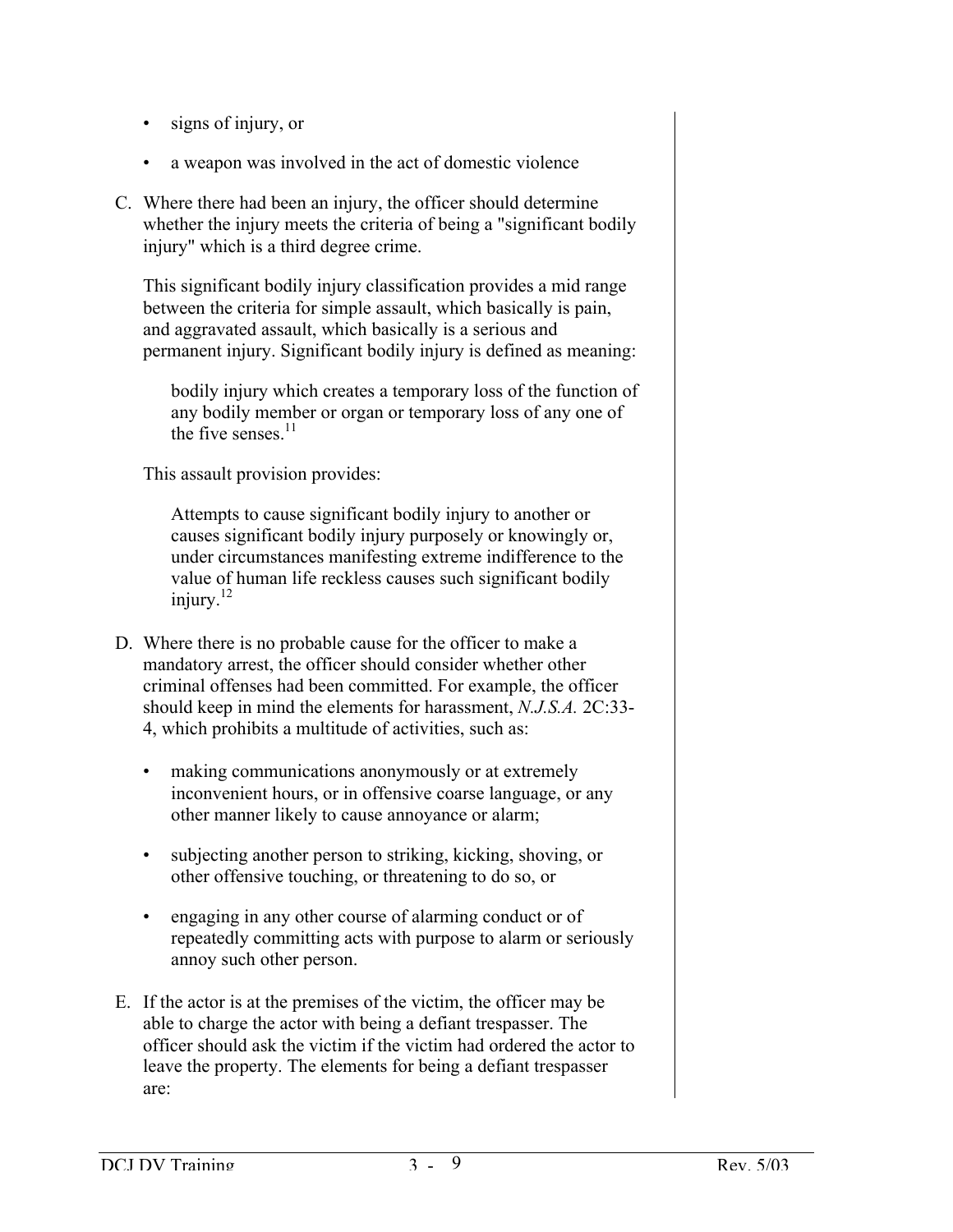- signs of injury, or
- a weapon was involved in the act of domestic violence

C. Where there had been an injury, the officer should determine whether the injury meets the criteria of being a "significant bodily injury" which is a third degree crime.

   This significant bodily injury classification provides a mid range between the criteria for simple assault, which basically is pain, and aggravated assault, which basically is a serious and permanent injury. Significant bodily injury is defined as meaning:

   > bodily injury which creates a temporary loss of the function of any bodily member or organ or temporary loss of any one of the five senses.[11]

   This assault provision provides:

   > Attempts to cause significant bodily injury to another or causes significant bodily injury purposely or knowingly or, under circumstances manifesting extreme indifference to the value of human life reckless causes such significant bodily injury.[12]

D. Where there is no probable cause for the officer to make a mandatory arrest, the officer should consider whether other criminal offenses had been committed. For example, the officer should keep in mind the elements for harassment, *N.J.S.A.* 2C:33-4, which prohibits a multitude of activities, such as:

   - making communications anonymously or at extremely inconvenient hours, or in offensive coarse language, or any other manner likely to cause annoyance or alarm;
   - subjecting another person to striking, kicking, shoving, or other offensive touching, or threatening to do so, or
   - engaging in any other course of alarming conduct or of repeatedly committing acts with purpose to alarm or seriously annoy such other person.

E. If the actor is at the premises of the victim, the officer may be able to charge the actor with being a defiant trespasser. The officer should ask the victim if the victim had ordered the actor to leave the property. The elements for being a defiant trespasser are: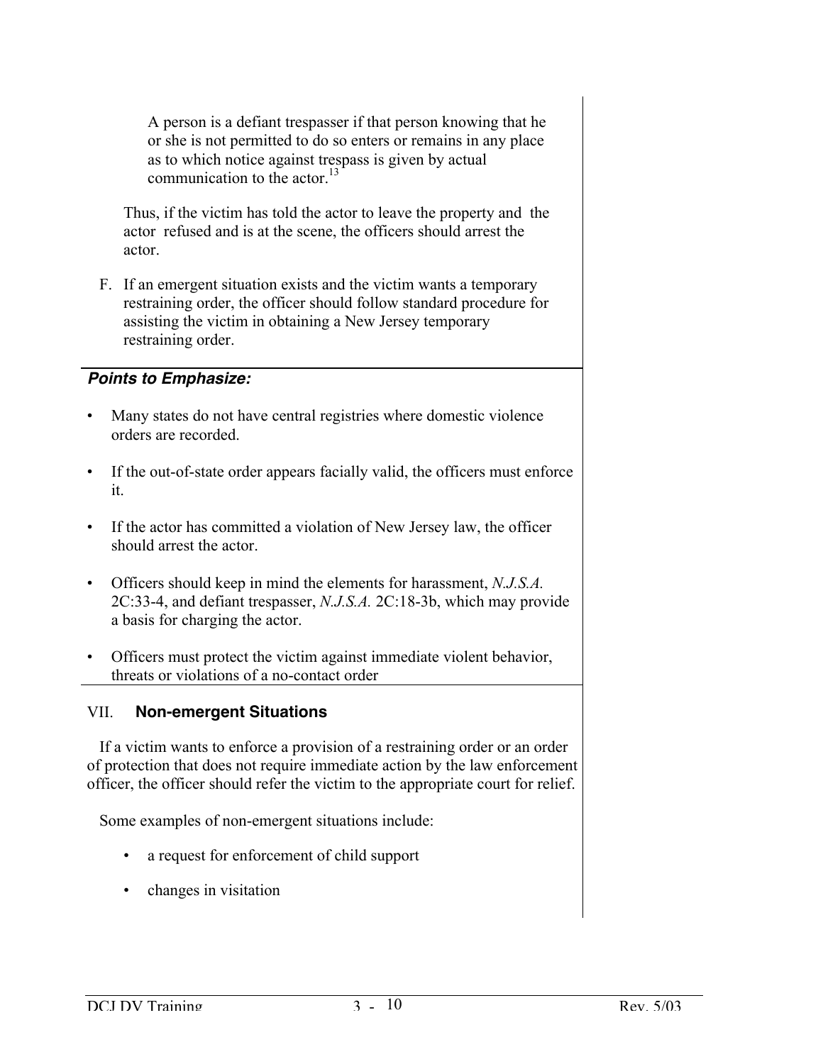> A person is a defiant trespasser if that person knowing that he or she is not permitted to do so enters or remains in any place as to which notice against trespass is given by actual communication to the actor.[13]

Thus, if the victim has told the actor to leave the property and the actor refused and is at the scene, the officers should arrest the actor.

F. If an emergent situation exists and the victim wants a temporary restraining order, the officer should follow standard procedure for assisting the victim in obtaining a New Jersey temporary restraining order.

***Points to Emphasize:***

- Many states do not have central registries where domestic violence orders are recorded.
- If the out-of-state order appears facially valid, the officers must enforce it.
- If the actor has committed a violation of New Jersey law, the officer should arrest the actor.
- Officers should keep in mind the elements for harassment, *N.J.S.A.* 2C:33-4, and defiant trespasser, *N.J.S.A.* 2C:18-3b, which may provide a basis for charging the actor.
- Officers must protect the victim against immediate violent behavior, threats or violations of a no-contact order

## VII. **Non-emergent Situations**

If a victim wants to enforce a provision of a restraining order or an order of protection that does not require immediate action by the law enforcement officer, the officer should refer the victim to the appropriate court for relief.

Some examples of non-emergent situations include:

- a request for enforcement of child support
- changes in visitation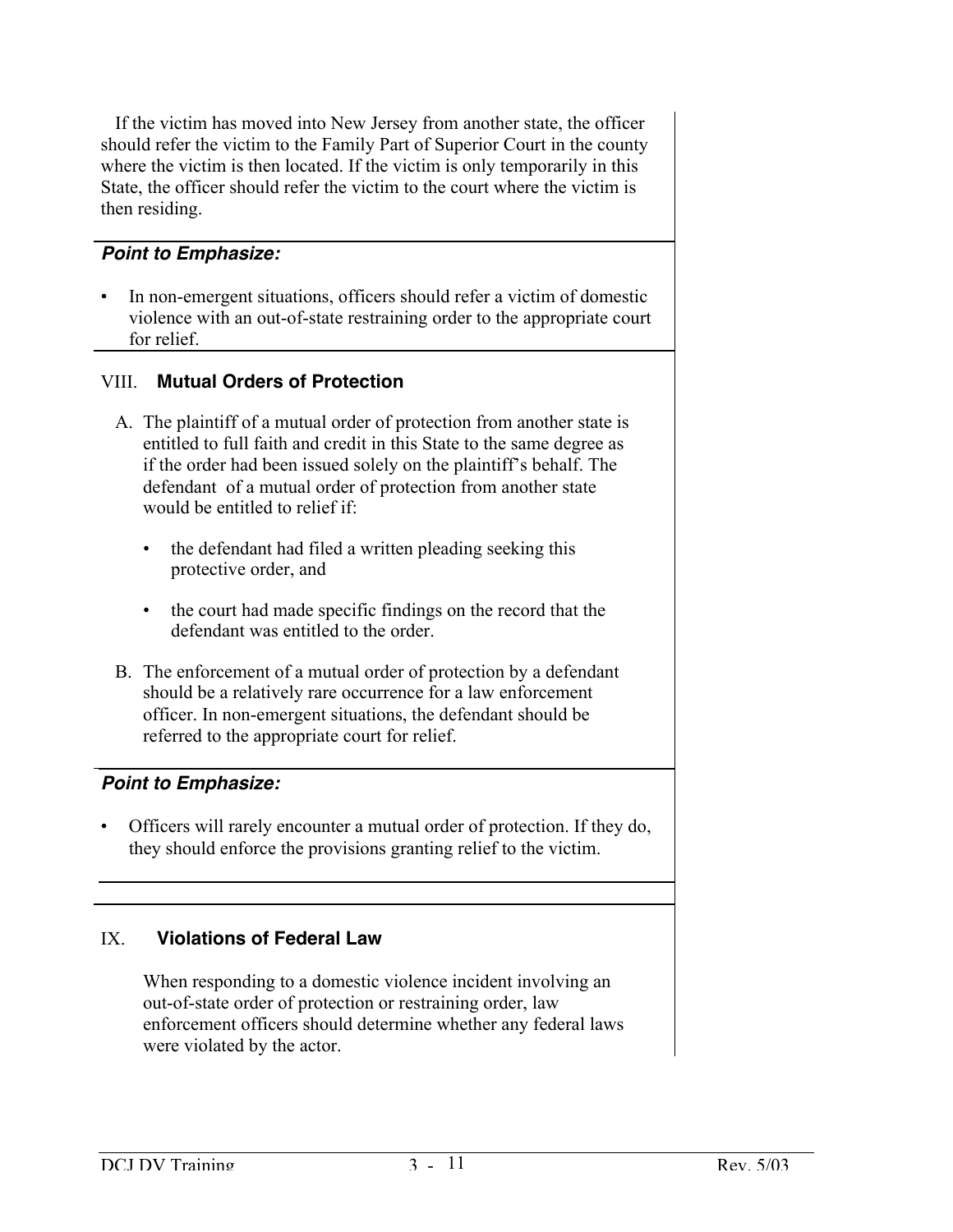If the victim has moved into New Jersey from another state, the officer should refer the victim to the Family Part of Superior Court in the county where the victim is then located. If the victim is only temporarily in this State, the officer should refer the victim to the court where the victim is then residing.

***Point to Emphasize:***

- In non-emergent situations, officers should refer a victim of domestic violence with an out-of-state restraining order to the appropriate court for relief.

## VIII. **Mutual Orders of Protection**

A. The plaintiff of a mutual order of protection from another state is entitled to full faith and credit in this State to the same degree as if the order had been issued solely on the plaintiff's behalf. The defendant of a mutual order of protection from another state would be entitled to relief if:

- the defendant had filed a written pleading seeking this protective order, and
- the court had made specific findings on the record that the defendant was entitled to the order.

B. The enforcement of a mutual order of protection by a defendant should be a relatively rare occurrence for a law enforcement officer. In non-emergent situations, the defendant should be referred to the appropriate court for relief.

***Point to Emphasize:***

- Officers will rarely encounter a mutual order of protection. If they do, they should enforce the provisions granting relief to the victim.

## IX. **Violations of Federal Law**

When responding to a domestic violence incident involving an out-of-state order of protection or restraining order, law enforcement officers should determine whether any federal laws were violated by the actor.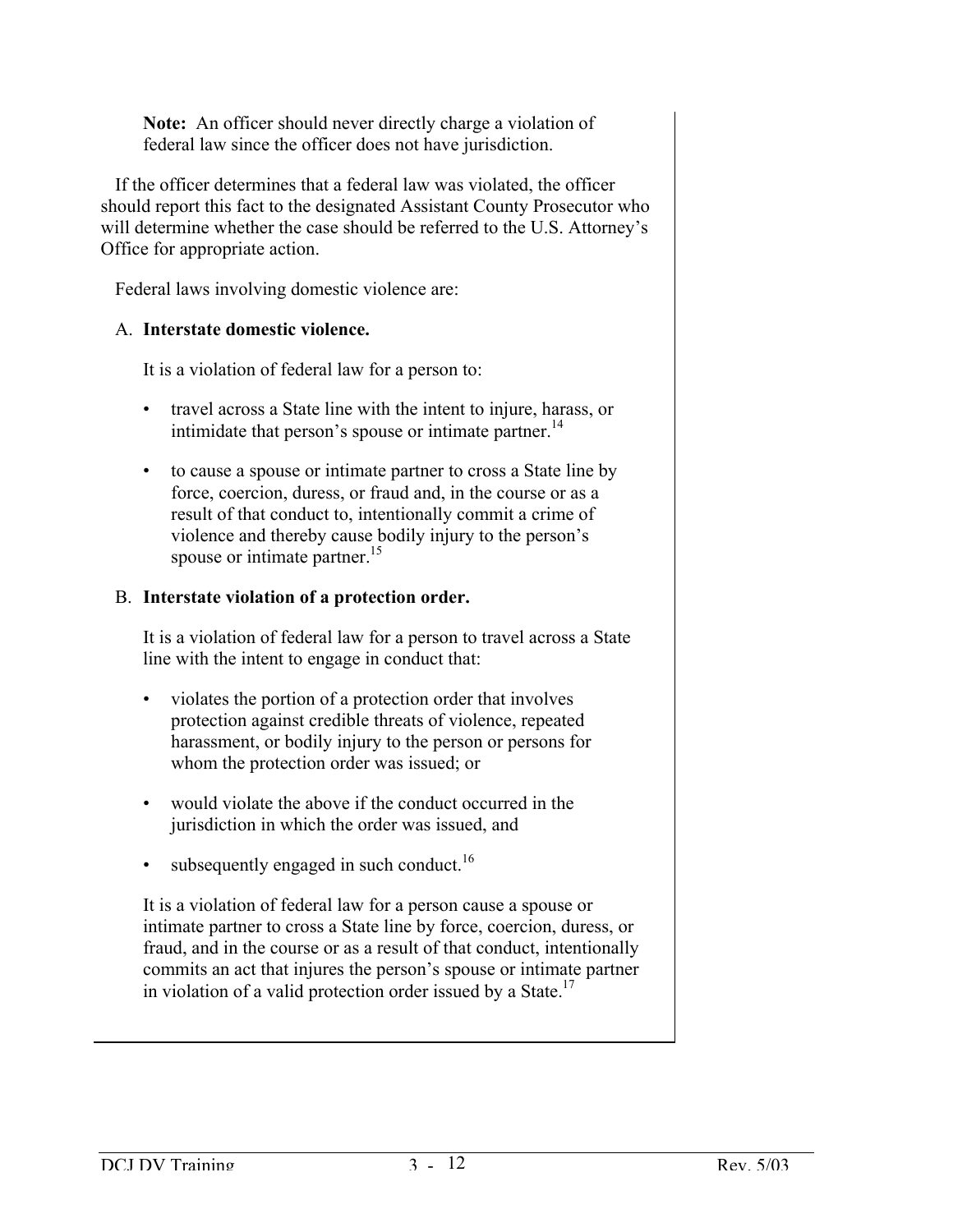**Note:** An officer should never directly charge a violation of federal law since the officer does not have jurisdiction.

If the officer determines that a federal law was violated, the officer should report this fact to the designated Assistant County Prosecutor who will determine whether the case should be referred to the U.S. Attorney's Office for appropriate action.

Federal laws involving domestic violence are:

A. **Interstate domestic violence.**

It is a violation of federal law for a person to:

- travel across a State line with the intent to injure, harass, or intimidate that person's spouse or intimate partner.[14]
- to cause a spouse or intimate partner to cross a State line by force, coercion, duress, or fraud and, in the course or as a result of that conduct to, intentionally commit a crime of violence and thereby cause bodily injury to the person's spouse or intimate partner.[15]

B. **Interstate violation of a protection order.**

It is a violation of federal law for a person to travel across a State line with the intent to engage in conduct that:

- violates the portion of a protection order that involves protection against credible threats of violence, repeated harassment, or bodily injury to the person or persons for whom the protection order was issued; or
- would violate the above if the conduct occurred in the jurisdiction in which the order was issued, and
- subsequently engaged in such conduct.[16]

It is a violation of federal law for a person cause a spouse or intimate partner to cross a State line by force, coercion, duress, or fraud, and in the course or as a result of that conduct, intentionally commits an act that injures the person's spouse or intimate partner in violation of a valid protection order issued by a State.[17]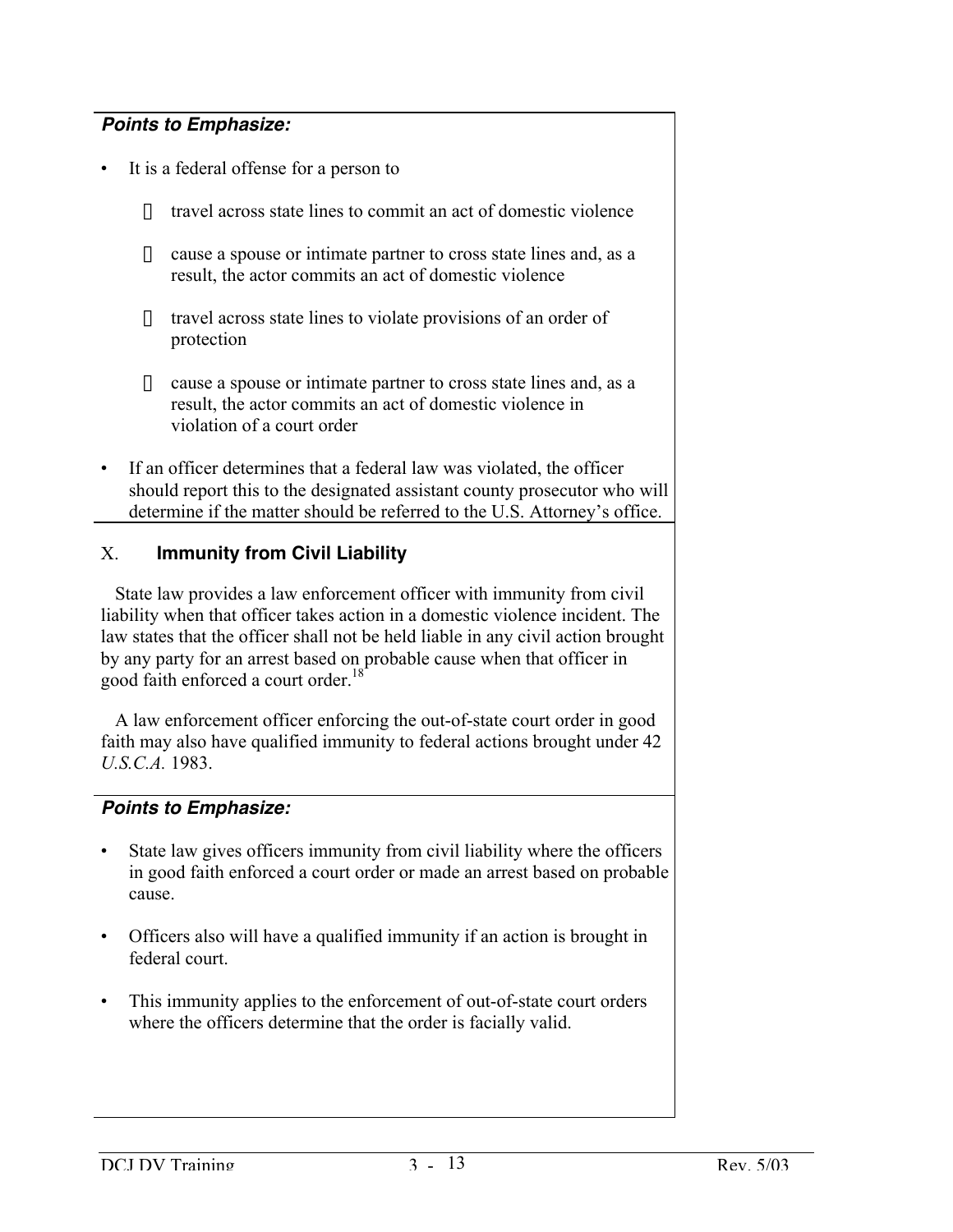***Points to Emphasize:***

- It is a federal offense for a person to
  - travel across state lines to commit an act of domestic violence
  - cause a spouse or intimate partner to cross state lines and, as a result, the actor commits an act of domestic violence
  - travel across state lines to violate provisions of an order of protection
  - cause a spouse or intimate partner to cross state lines and, as a result, the actor commits an act of domestic violence in violation of a court order
- If an officer determines that a federal law was violated, the officer should report this to the designated assistant county prosecutor who will determine if the matter should be referred to the U.S. Attorney's office.

## X. **Immunity from Civil Liability**

State law provides a law enforcement officer with immunity from civil liability when that officer takes action in a domestic violence incident. The law states that the officer shall not be held liable in any civil action brought by any party for an arrest based on probable cause when that officer in good faith enforced a court order.[18]

A law enforcement officer enforcing the out-of-state court order in good faith may also have qualified immunity to federal actions brought under 42 *U.S.C.A.* 1983.

***Points to Emphasize:***

- State law gives officers immunity from civil liability where the officers in good faith enforced a court order or made an arrest based on probable cause.
- Officers also will have a qualified immunity if an action is brought in federal court.
- This immunity applies to the enforcement of out-of-state court orders where the officers determine that the order is facially valid.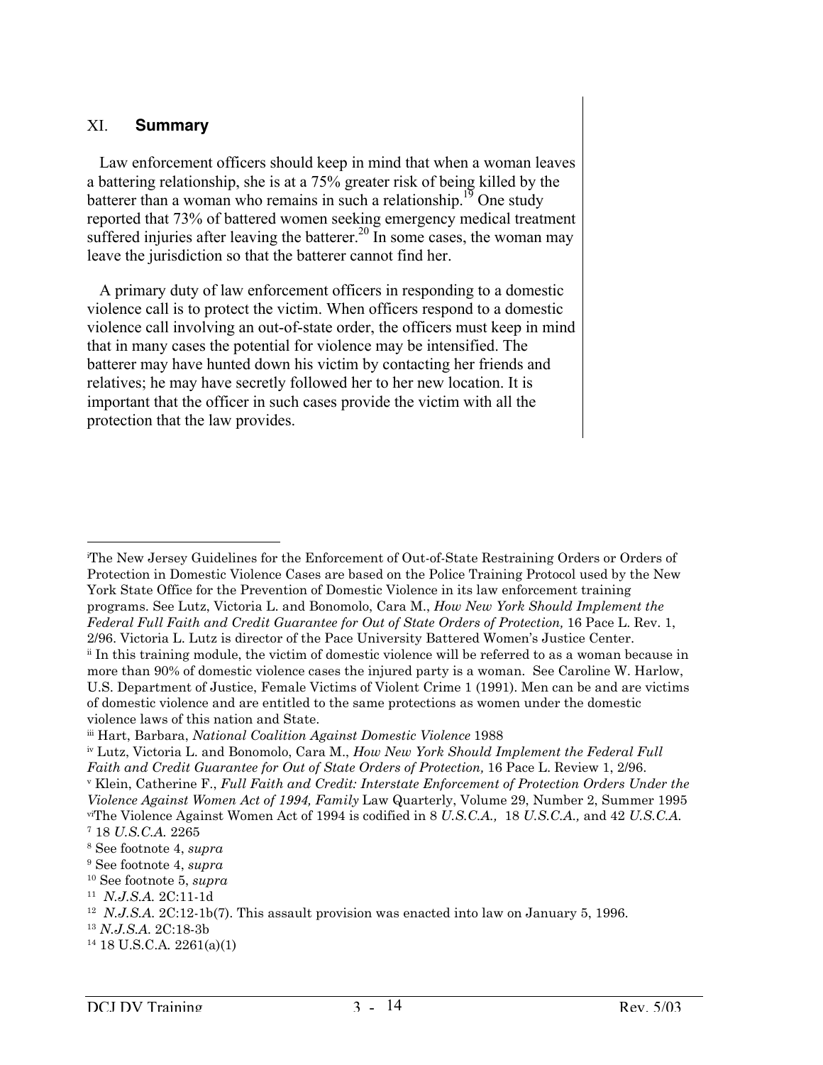## XI. **Summary**

Law enforcement officers should keep in mind that when a woman leaves a battering relationship, she is at a 75% greater risk of being killed by the batterer than a woman who remains in such a relationship.[19] One study reported that 73% of battered women seeking emergency medical treatment suffered injuries after leaving the batterer.[20] In some cases, the woman may leave the jurisdiction so that the batterer cannot find her.

A primary duty of law enforcement officers in responding to a domestic violence call is to protect the victim. When officers respond to a domestic violence call involving an out-of-state order, the officers must keep in mind that in many cases the potential for violence may be intensified. The batterer may have hunted down his victim by contacting her friends and relatives; he may have secretly followed her to her new location. It is important that the officer in such cases provide the victim with all the protection that the law provides.

---

[i] The New Jersey Guidelines for the Enforcement of Out-of-State Restraining Orders or Orders of Protection in Domestic Violence Cases are based on the Police Training Protocol used by the New York State Office for the Prevention of Domestic Violence in its law enforcement training programs. See Lutz, Victoria L. and Bonomolo, Cara M., *How New York Should Implement the Federal Full Faith and Credit Guarantee for Out of State Orders of Protection,* 16 Pace L. Rev. 1, 2/96. Victoria L. Lutz is director of the Pace University Battered Women's Justice Center.

[ii] In this training module, the victim of domestic violence will be referred to as a woman because in more than 90% of domestic violence cases the injured party is a woman. See Caroline W. Harlow, U.S. Department of Justice, Female Victims of Violent Crime 1 (1991). Men can be and are victims of domestic violence and are entitled to the same protections as women under the domestic violence laws of this nation and State.

[iii] Hart, Barbara, *National Coalition Against Domestic Violence* 1988

[iv] Lutz, Victoria L. and Bonomolo, Cara M., *How New York Should Implement the Federal Full Faith and Credit Guarantee for Out of State Orders of Protection,* 16 Pace L. Review 1, 2/96.

[v] Klein, Catherine F., *Full Faith and Credit: Interstate Enforcement of Protection Orders Under the Violence Against Women Act of 1994, Family* Law Quarterly, Volume 29, Number 2, Summer 1995

[vi] The Violence Against Women Act of 1994 is codified in 8 *U.S.C.A.,* 18 *U.S.C.A.,* and 42 *U.S.C.A.*

[7] 18 *U.S.C.A.* 2265

[8] See footnote 4, *supra*

[9] See footnote 4, *supra*

[10] See footnote 5, *supra*

[11] *N.J.S.A.* 2C:11-1d

[12] *N.J.S.A.* 2C:12-1b(7). This assault provision was enacted into law on January 5, 1996.

[13] *N.J.S.A.* 2C:18-3b

[14] 18 U.S.C.A. 2261(a)(1)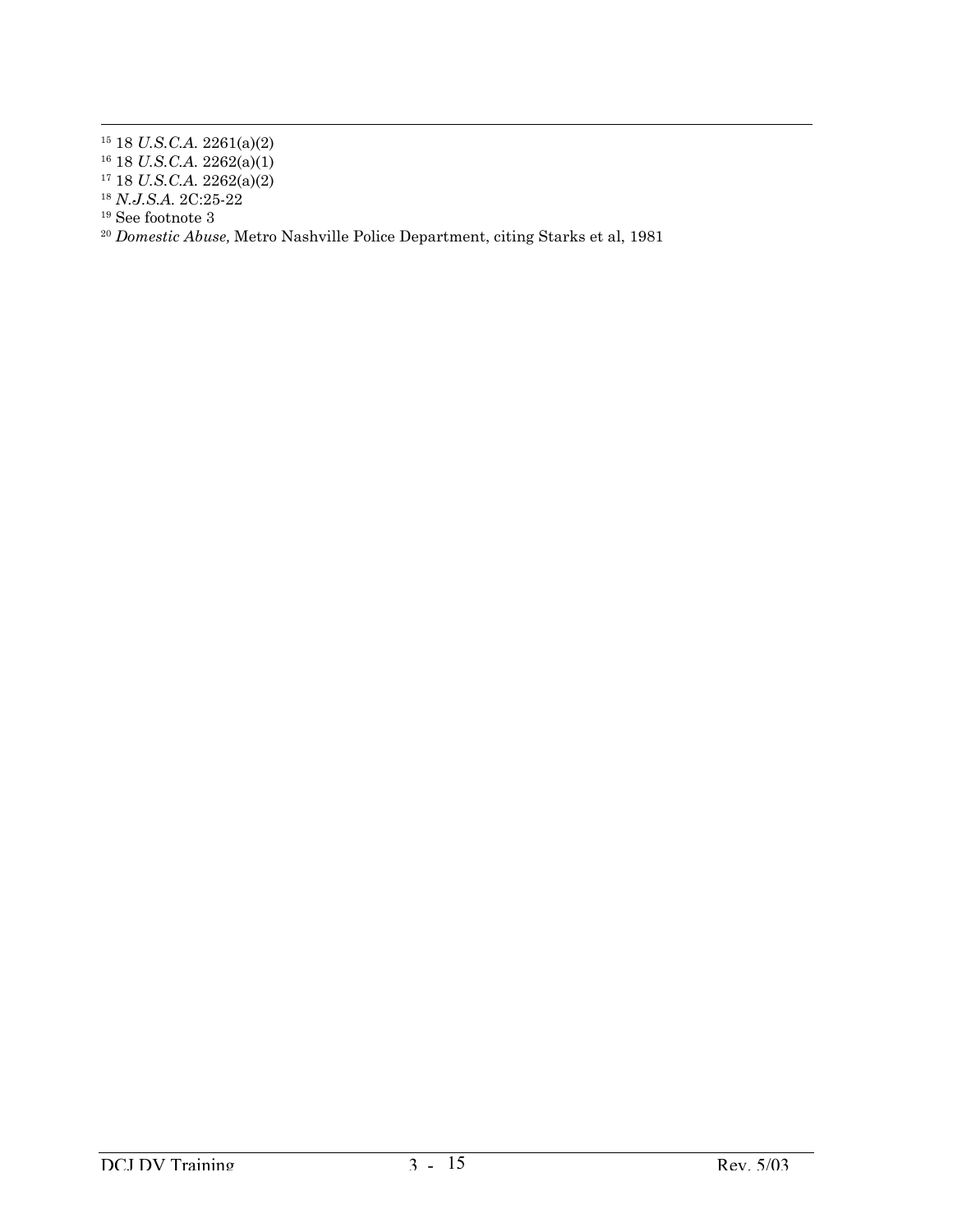[15] 18 *U.S.C.A.* 2261(a)(2)
[16] 18 *U.S.C.A.* 2262(a)(1)
[17] 18 *U.S.C.A.* 2262(a)(2)
[18] *N.J.S.A.* 2C:25-22
[19] See footnote 3
[20] *Domestic Abuse,* Metro Nashville Police Department, citing Starks et al, 1981